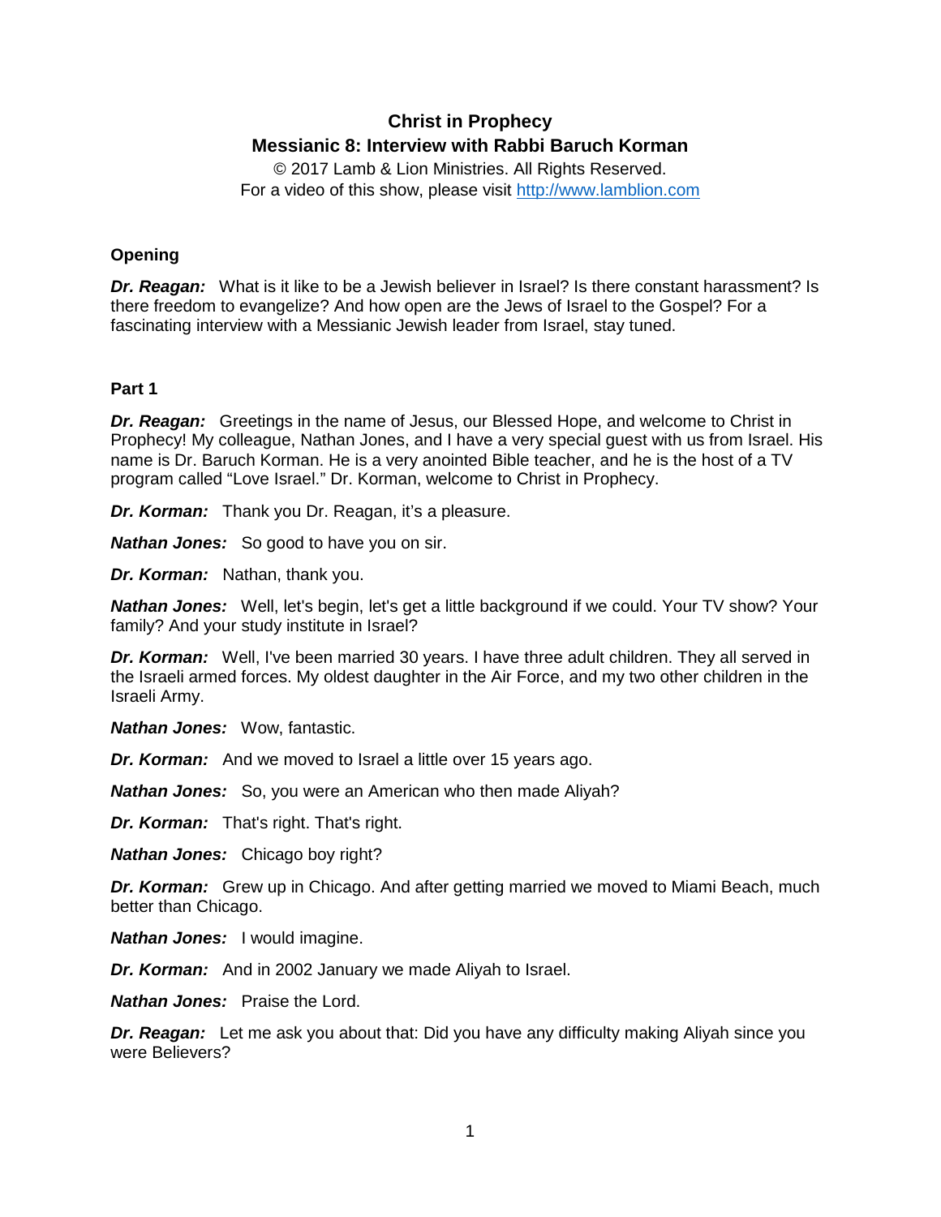# Christ in Prophecy

## Messianic 8: Interview with Rabbi Baruch Korman

© 2017 Lamb & Lion Ministries. All Rights Reserved.
For a video of this show, please visit http://www.lamblion.com

### Opening

***Dr. Reagan:*** What is it like to be a Jewish believer in Israel? Is there constant harassment? Is there freedom to evangelize? And how open are the Jews of Israel to the Gospel? For a fascinating interview with a Messianic Jewish leader from Israel, stay tuned.

### Part 1

***Dr. Reagan:*** Greetings in the name of Jesus, our Blessed Hope, and welcome to Christ in Prophecy! My colleague, Nathan Jones, and I have a very special guest with us from Israel. His name is Dr. Baruch Korman. He is a very anointed Bible teacher, and he is the host of a TV program called "Love Israel." Dr. Korman, welcome to Christ in Prophecy.

***Dr. Korman:*** Thank you Dr. Reagan, it's a pleasure.

***Nathan Jones:*** So good to have you on sir.

***Dr. Korman:*** Nathan, thank you.

***Nathan Jones:*** Well, let's begin, let's get a little background if we could. Your TV show? Your family? And your study institute in Israel?

***Dr. Korman:*** Well, I've been married 30 years. I have three adult children. They all served in the Israeli armed forces. My oldest daughter in the Air Force, and my two other children in the Israeli Army.

***Nathan Jones:*** Wow, fantastic.

***Dr. Korman:*** And we moved to Israel a little over 15 years ago.

***Nathan Jones:*** So, you were an American who then made Aliyah?

***Dr. Korman:*** That's right. That's right.

***Nathan Jones:*** Chicago boy right?

***Dr. Korman:*** Grew up in Chicago. And after getting married we moved to Miami Beach, much better than Chicago.

***Nathan Jones:*** I would imagine.

***Dr. Korman:*** And in 2002 January we made Aliyah to Israel.

***Nathan Jones:*** Praise the Lord.

***Dr. Reagan:*** Let me ask you about that: Did you have any difficulty making Aliyah since you were Believers?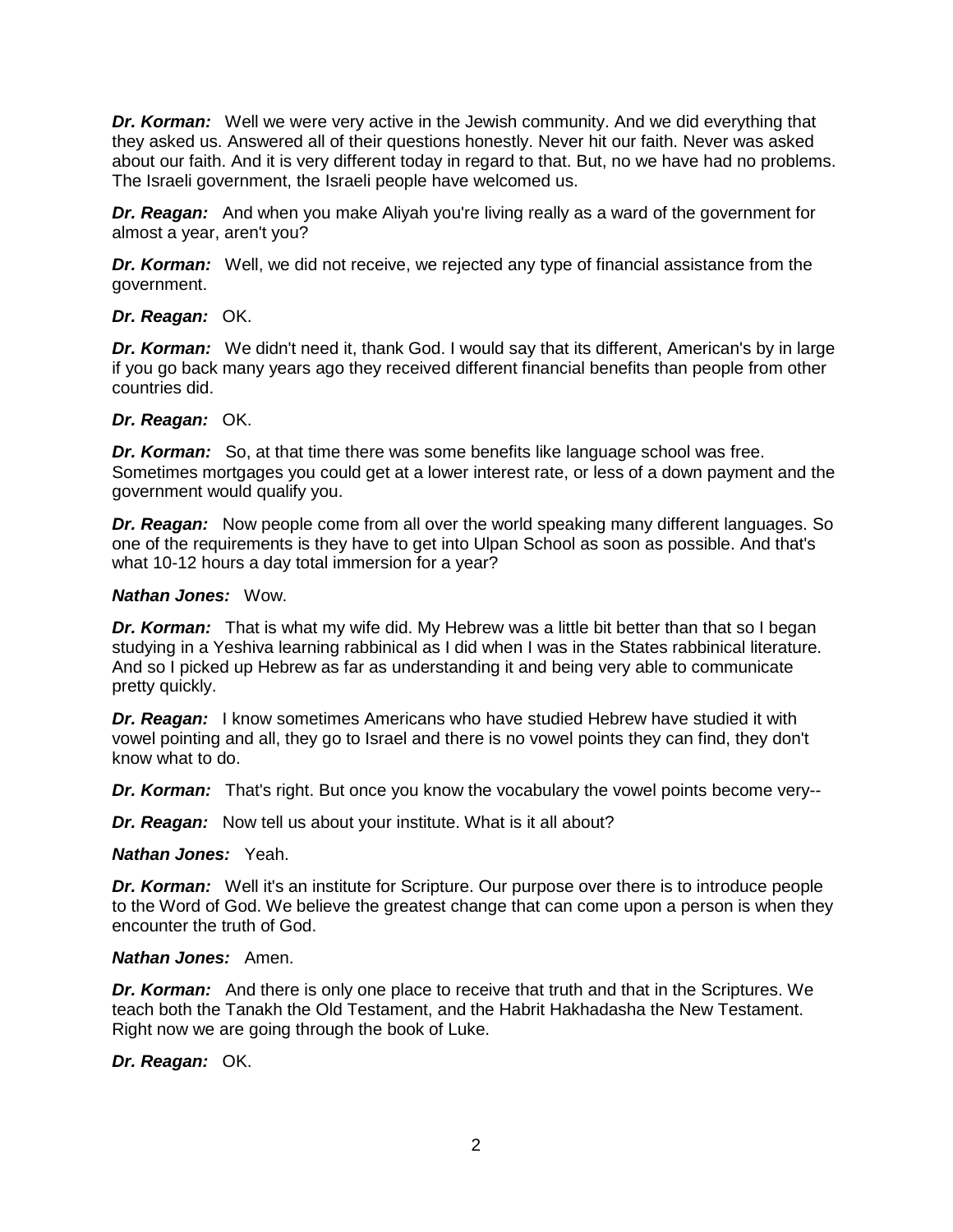***Dr. Korman:*** Well we were very active in the Jewish community. And we did everything that they asked us. Answered all of their questions honestly. Never hit our faith. Never was asked about our faith. And it is very different today in regard to that. But, no we have had no problems. The Israeli government, the Israeli people have welcomed us.

***Dr. Reagan:*** And when you make Aliyah you're living really as a ward of the government for almost a year, aren't you?

***Dr. Korman:*** Well, we did not receive, we rejected any type of financial assistance from the government.

***Dr. Reagan:*** OK.

***Dr. Korman:*** We didn't need it, thank God. I would say that its different, American's by in large if you go back many years ago they received different financial benefits than people from other countries did.

***Dr. Reagan:*** OK.

***Dr. Korman:*** So, at that time there was some benefits like language school was free. Sometimes mortgages you could get at a lower interest rate, or less of a down payment and the government would qualify you.

***Dr. Reagan:*** Now people come from all over the world speaking many different languages. So one of the requirements is they have to get into Ulpan School as soon as possible. And that's what 10-12 hours a day total immersion for a year?

***Nathan Jones:*** Wow.

***Dr. Korman:*** That is what my wife did. My Hebrew was a little bit better than that so I began studying in a Yeshiva learning rabbinical as I did when I was in the States rabbinical literature. And so I picked up Hebrew as far as understanding it and being very able to communicate pretty quickly.

***Dr. Reagan:*** I know sometimes Americans who have studied Hebrew have studied it with vowel pointing and all, they go to Israel and there is no vowel points they can find, they don't know what to do.

***Dr. Korman:*** That's right. But once you know the vocabulary the vowel points become very--

***Dr. Reagan:*** Now tell us about your institute. What is it all about?

***Nathan Jones:*** Yeah.

***Dr. Korman:*** Well it's an institute for Scripture. Our purpose over there is to introduce people to the Word of God. We believe the greatest change that can come upon a person is when they encounter the truth of God.

***Nathan Jones:*** Amen.

***Dr. Korman:*** And there is only one place to receive that truth and that in the Scriptures. We teach both the Tanakh the Old Testament, and the Habrit Hakhadasha the New Testament. Right now we are going through the book of Luke.

***Dr. Reagan:*** OK.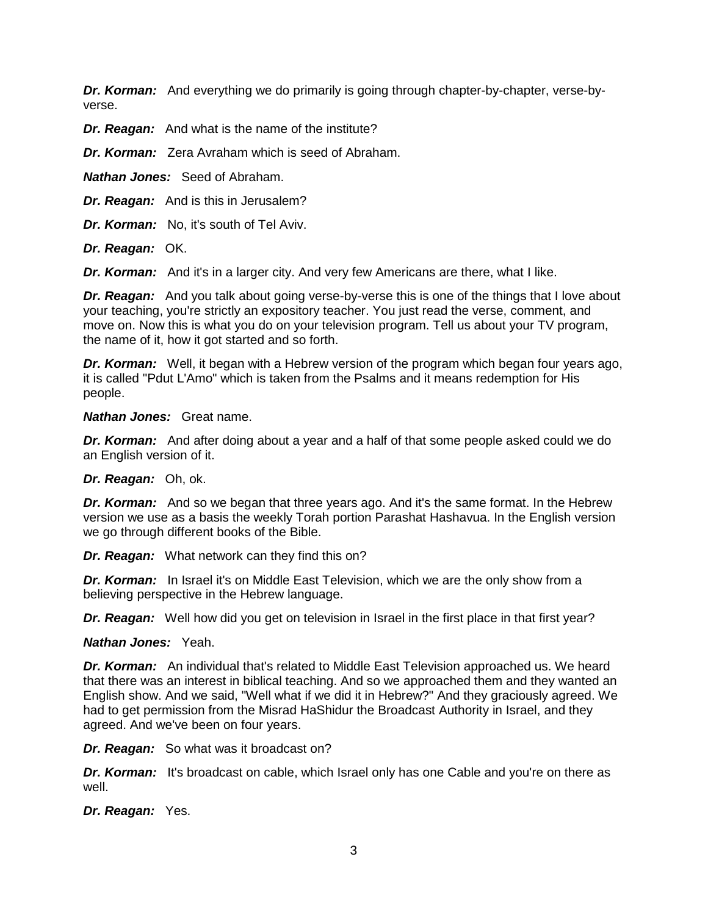***Dr. Korman:*** And everything we do primarily is going through chapter-by-chapter, verse-by-verse.

***Dr. Reagan:*** And what is the name of the institute?

***Dr. Korman:*** Zera Avraham which is seed of Abraham.

***Nathan Jones:*** Seed of Abraham.

***Dr. Reagan:*** And is this in Jerusalem?

***Dr. Korman:*** No, it's south of Tel Aviv.

***Dr. Reagan:*** OK.

***Dr. Korman:*** And it's in a larger city. And very few Americans are there, what I like.

***Dr. Reagan:*** And you talk about going verse-by-verse this is one of the things that I love about your teaching, you're strictly an expository teacher. You just read the verse, comment, and move on. Now this is what you do on your television program. Tell us about your TV program, the name of it, how it got started and so forth.

***Dr. Korman:*** Well, it began with a Hebrew version of the program which began four years ago, it is called "Pdut L'Amo" which is taken from the Psalms and it means redemption for His people.

***Nathan Jones:*** Great name.

***Dr. Korman:*** And after doing about a year and a half of that some people asked could we do an English version of it.

***Dr. Reagan:*** Oh, ok.

***Dr. Korman:*** And so we began that three years ago. And it's the same format. In the Hebrew version we use as a basis the weekly Torah portion Parashat Hashavua. In the English version we go through different books of the Bible.

***Dr. Reagan:*** What network can they find this on?

***Dr. Korman:*** In Israel it's on Middle East Television, which we are the only show from a believing perspective in the Hebrew language.

***Dr. Reagan:*** Well how did you get on television in Israel in the first place in that first year?

***Nathan Jones:*** Yeah.

***Dr. Korman:*** An individual that's related to Middle East Television approached us. We heard that there was an interest in biblical teaching. And so we approached them and they wanted an English show. And we said, "Well what if we did it in Hebrew?" And they graciously agreed. We had to get permission from the Misrad HaShidur the Broadcast Authority in Israel, and they agreed. And we've been on four years.

***Dr. Reagan:*** So what was it broadcast on?

***Dr. Korman:*** It's broadcast on cable, which Israel only has one Cable and you're on there as well.

***Dr. Reagan:*** Yes.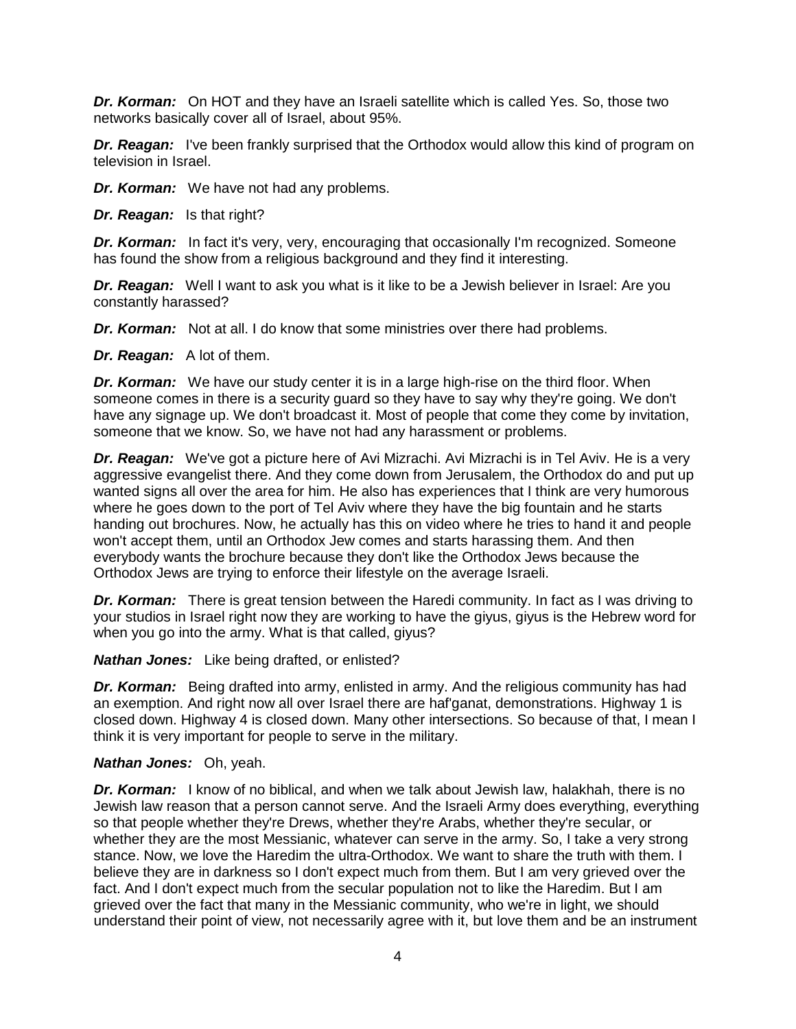***Dr. Korman:*** On HOT and they have an Israeli satellite which is called Yes. So, those two networks basically cover all of Israel, about 95%.

***Dr. Reagan:*** I've been frankly surprised that the Orthodox would allow this kind of program on television in Israel.

***Dr. Korman:*** We have not had any problems.

***Dr. Reagan:*** Is that right?

***Dr. Korman:*** In fact it's very, very, encouraging that occasionally I'm recognized. Someone has found the show from a religious background and they find it interesting.

***Dr. Reagan:*** Well I want to ask you what is it like to be a Jewish believer in Israel: Are you constantly harassed?

***Dr. Korman:*** Not at all. I do know that some ministries over there had problems.

***Dr. Reagan:*** A lot of them.

***Dr. Korman:*** We have our study center it is in a large high-rise on the third floor. When someone comes in there is a security guard so they have to say why they're going. We don't have any signage up. We don't broadcast it. Most of people that come they come by invitation, someone that we know. So, we have not had any harassment or problems.

***Dr. Reagan:*** We've got a picture here of Avi Mizrachi. Avi Mizrachi is in Tel Aviv. He is a very aggressive evangelist there. And they come down from Jerusalem, the Orthodox do and put up wanted signs all over the area for him. He also has experiences that I think are very humorous where he goes down to the port of Tel Aviv where they have the big fountain and he starts handing out brochures. Now, he actually has this on video where he tries to hand it and people won't accept them, until an Orthodox Jew comes and starts harassing them. And then everybody wants the brochure because they don't like the Orthodox Jews because the Orthodox Jews are trying to enforce their lifestyle on the average Israeli.

***Dr. Korman:*** There is great tension between the Haredi community. In fact as I was driving to your studios in Israel right now they are working to have the giyus, giyus is the Hebrew word for when you go into the army. What is that called, giyus?

***Nathan Jones:*** Like being drafted, or enlisted?

***Dr. Korman:*** Being drafted into army, enlisted in army. And the religious community has had an exemption. And right now all over Israel there are haf'ganat, demonstrations. Highway 1 is closed down. Highway 4 is closed down. Many other intersections. So because of that, I mean I think it is very important for people to serve in the military.

***Nathan Jones:*** Oh, yeah.

***Dr. Korman:*** I know of no biblical, and when we talk about Jewish law, halakhah, there is no Jewish law reason that a person cannot serve. And the Israeli Army does everything, everything so that people whether they're Drews, whether they're Arabs, whether they're secular, or whether they are the most Messianic, whatever can serve in the army. So, I take a very strong stance. Now, we love the Haredim the ultra-Orthodox. We want to share the truth with them. I believe they are in darkness so I don't expect much from them. But I am very grieved over the fact. And I don't expect much from the secular population not to like the Haredim. But I am grieved over the fact that many in the Messianic community, who we're in light, we should understand their point of view, not necessarily agree with it, but love them and be an instrument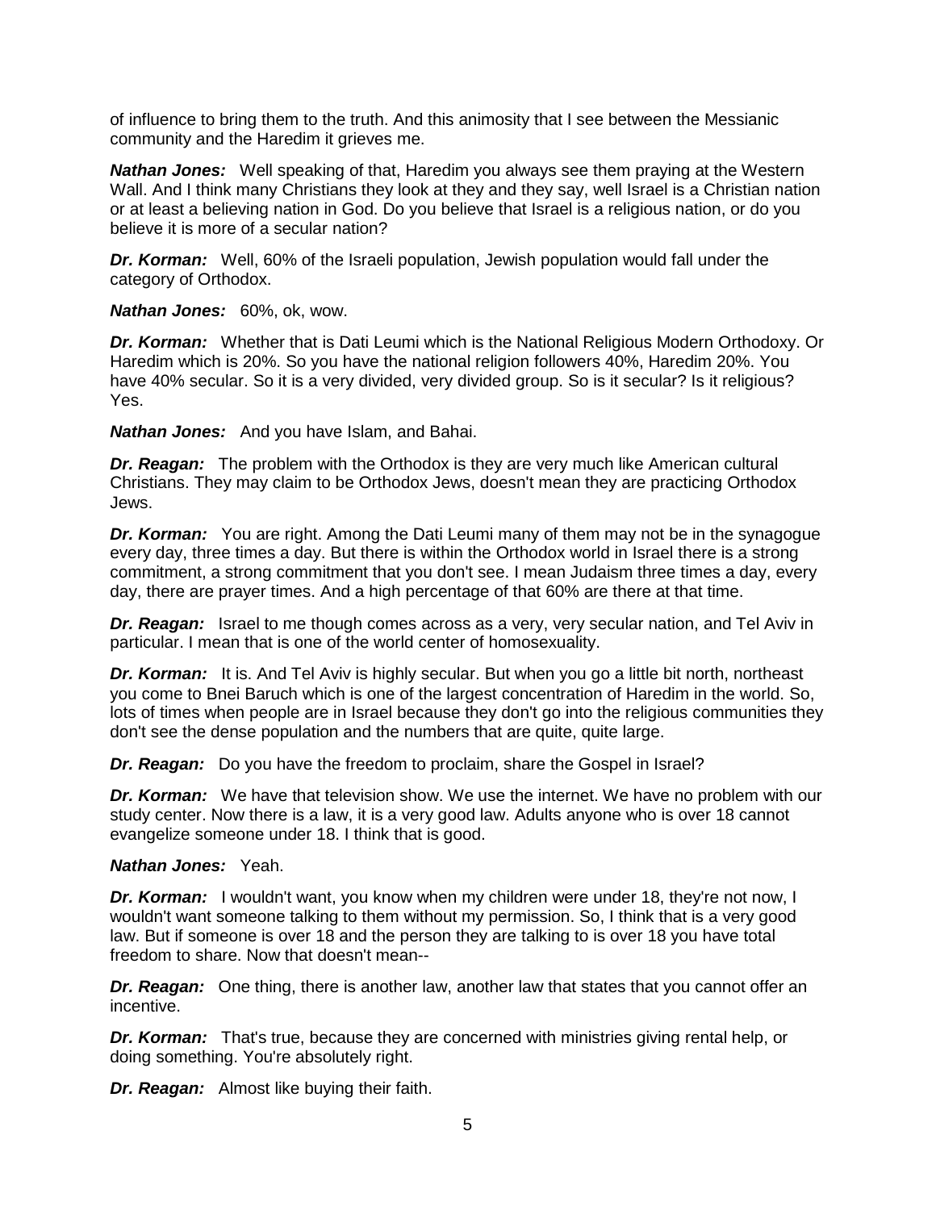of influence to bring them to the truth. And this animosity that I see between the Messianic community and the Haredim it grieves me.

***Nathan Jones:*** Well speaking of that, Haredim you always see them praying at the Western Wall. And I think many Christians they look at they and they say, well Israel is a Christian nation or at least a believing nation in God. Do you believe that Israel is a religious nation, or do you believe it is more of a secular nation?

***Dr. Korman:*** Well, 60% of the Israeli population, Jewish population would fall under the category of Orthodox.

***Nathan Jones:*** 60%, ok, wow.

***Dr. Korman:*** Whether that is Dati Leumi which is the National Religious Modern Orthodoxy. Or Haredim which is 20%. So you have the national religion followers 40%, Haredim 20%. You have 40% secular. So it is a very divided, very divided group. So is it secular? Is it religious? Yes.

***Nathan Jones:*** And you have Islam, and Bahai.

***Dr. Reagan:*** The problem with the Orthodox is they are very much like American cultural Christians. They may claim to be Orthodox Jews, doesn't mean they are practicing Orthodox Jews.

***Dr. Korman:*** You are right. Among the Dati Leumi many of them may not be in the synagogue every day, three times a day. But there is within the Orthodox world in Israel there is a strong commitment, a strong commitment that you don't see. I mean Judaism three times a day, every day, there are prayer times. And a high percentage of that 60% are there at that time.

***Dr. Reagan:*** Israel to me though comes across as a very, very secular nation, and Tel Aviv in particular. I mean that is one of the world center of homosexuality.

***Dr. Korman:*** It is. And Tel Aviv is highly secular. But when you go a little bit north, northeast you come to Bnei Baruch which is one of the largest concentration of Haredim in the world. So, lots of times when people are in Israel because they don't go into the religious communities they don't see the dense population and the numbers that are quite, quite large.

***Dr. Reagan:*** Do you have the freedom to proclaim, share the Gospel in Israel?

***Dr. Korman:*** We have that television show. We use the internet. We have no problem with our study center. Now there is a law, it is a very good law. Adults anyone who is over 18 cannot evangelize someone under 18. I think that is good.

***Nathan Jones:*** Yeah.

***Dr. Korman:*** I wouldn't want, you know when my children were under 18, they're not now, I wouldn't want someone talking to them without my permission. So, I think that is a very good law. But if someone is over 18 and the person they are talking to is over 18 you have total freedom to share. Now that doesn't mean--

***Dr. Reagan:*** One thing, there is another law, another law that states that you cannot offer an incentive.

***Dr. Korman:*** That's true, because they are concerned with ministries giving rental help, or doing something. You're absolutely right.

***Dr. Reagan:*** Almost like buying their faith.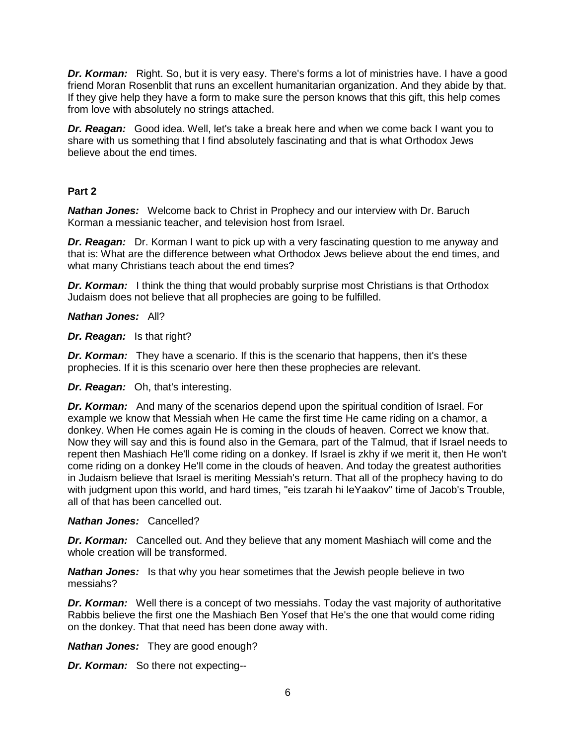***Dr. Korman:*** Right. So, but it is very easy. There's forms a lot of ministries have. I have a good friend Moran Rosenblit that runs an excellent humanitarian organization. And they abide by that. If they give help they have a form to make sure the person knows that this gift, this help comes from love with absolutely no strings attached.

***Dr. Reagan:*** Good idea. Well, let's take a break here and when we come back I want you to share with us something that I find absolutely fascinating and that is what Orthodox Jews believe about the end times.

**Part 2**

***Nathan Jones:*** Welcome back to Christ in Prophecy and our interview with Dr. Baruch Korman a messianic teacher, and television host from Israel.

***Dr. Reagan:*** Dr. Korman I want to pick up with a very fascinating question to me anyway and that is: What are the difference between what Orthodox Jews believe about the end times, and what many Christians teach about the end times?

***Dr. Korman:*** I think the thing that would probably surprise most Christians is that Orthodox Judaism does not believe that all prophecies are going to be fulfilled.

***Nathan Jones:*** All?

***Dr. Reagan:*** Is that right?

***Dr. Korman:*** They have a scenario. If this is the scenario that happens, then it's these prophecies. If it is this scenario over here then these prophecies are relevant.

***Dr. Reagan:*** Oh, that's interesting.

***Dr. Korman:*** And many of the scenarios depend upon the spiritual condition of Israel. For example we know that Messiah when He came the first time He came riding on a chamor, a donkey. When He comes again He is coming in the clouds of heaven. Correct we know that. Now they will say and this is found also in the Gemara, part of the Talmud, that if Israel needs to repent then Mashiach He'll come riding on a donkey. If Israel is zkhy if we merit it, then He won't come riding on a donkey He'll come in the clouds of heaven. And today the greatest authorities in Judaism believe that Israel is meriting Messiah's return. That all of the prophecy having to do with judgment upon this world, and hard times, "eis tzarah hi leYaakov" time of Jacob's Trouble, all of that has been cancelled out.

***Nathan Jones:*** Cancelled?

***Dr. Korman:*** Cancelled out. And they believe that any moment Mashiach will come and the whole creation will be transformed.

***Nathan Jones:*** Is that why you hear sometimes that the Jewish people believe in two messiahs?

***Dr. Korman:*** Well there is a concept of two messiahs. Today the vast majority of authoritative Rabbis believe the first one the Mashiach Ben Yosef that He's the one that would come riding on the donkey. That that need has been done away with.

***Nathan Jones:*** They are good enough?

***Dr. Korman:*** So there not expecting--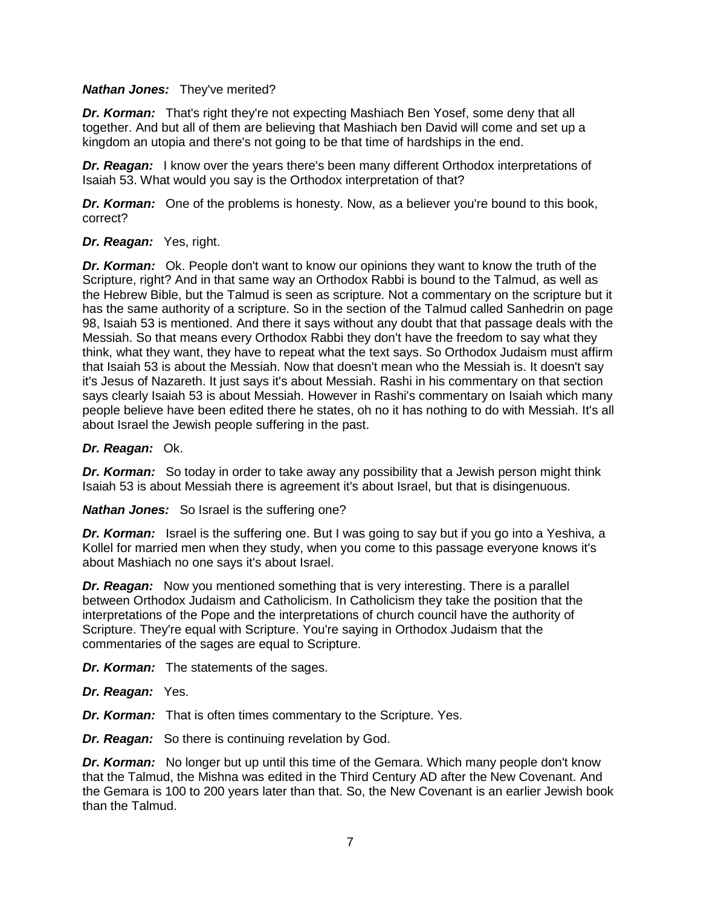***Nathan Jones:*** They've merited?

***Dr. Korman:*** That's right they're not expecting Mashiach Ben Yosef, some deny that all together. And but all of them are believing that Mashiach ben David will come and set up a kingdom an utopia and there's not going to be that time of hardships in the end.

***Dr. Reagan:*** I know over the years there's been many different Orthodox interpretations of Isaiah 53. What would you say is the Orthodox interpretation of that?

***Dr. Korman:*** One of the problems is honesty. Now, as a believer you're bound to this book, correct?

***Dr. Reagan:*** Yes, right.

***Dr. Korman:*** Ok. People don't want to know our opinions they want to know the truth of the Scripture, right? And in that same way an Orthodox Rabbi is bound to the Talmud, as well as the Hebrew Bible, but the Talmud is seen as scripture. Not a commentary on the scripture but it has the same authority of a scripture. So in the section of the Talmud called Sanhedrin on page 98, Isaiah 53 is mentioned. And there it says without any doubt that that passage deals with the Messiah. So that means every Orthodox Rabbi they don't have the freedom to say what they think, what they want, they have to repeat what the text says. So Orthodox Judaism must affirm that Isaiah 53 is about the Messiah. Now that doesn't mean who the Messiah is. It doesn't say it's Jesus of Nazareth. It just says it's about Messiah. Rashi in his commentary on that section says clearly Isaiah 53 is about Messiah. However in Rashi's commentary on Isaiah which many people believe have been edited there he states, oh no it has nothing to do with Messiah. It's all about Israel the Jewish people suffering in the past.

***Dr. Reagan:*** Ok.

***Dr. Korman:*** So today in order to take away any possibility that a Jewish person might think Isaiah 53 is about Messiah there is agreement it's about Israel, but that is disingenuous.

***Nathan Jones:*** So Israel is the suffering one?

***Dr. Korman:*** Israel is the suffering one. But I was going to say but if you go into a Yeshiva, a Kollel for married men when they study, when you come to this passage everyone knows it's about Mashiach no one says it's about Israel.

***Dr. Reagan:*** Now you mentioned something that is very interesting. There is a parallel between Orthodox Judaism and Catholicism. In Catholicism they take the position that the interpretations of the Pope and the interpretations of church council have the authority of Scripture. They're equal with Scripture. You're saying in Orthodox Judaism that the commentaries of the sages are equal to Scripture.

***Dr. Korman:*** The statements of the sages.

***Dr. Reagan:*** Yes.

***Dr. Korman:*** That is often times commentary to the Scripture. Yes.

***Dr. Reagan:*** So there is continuing revelation by God.

***Dr. Korman:*** No longer but up until this time of the Gemara. Which many people don't know that the Talmud, the Mishna was edited in the Third Century AD after the New Covenant. And the Gemara is 100 to 200 years later than that. So, the New Covenant is an earlier Jewish book than the Talmud.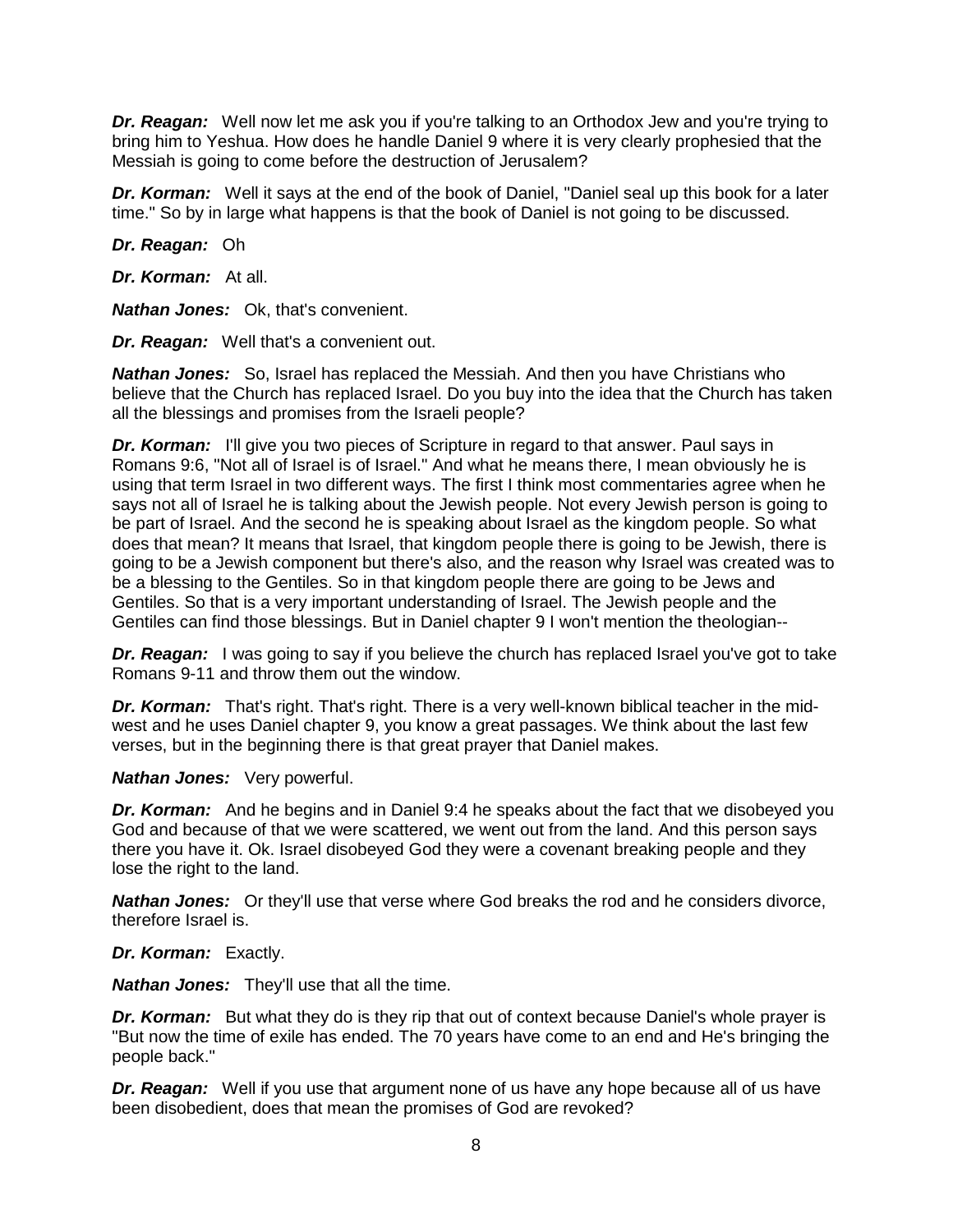***Dr. Reagan:*** Well now let me ask you if you're talking to an Orthodox Jew and you're trying to bring him to Yeshua. How does he handle Daniel 9 where it is very clearly prophesied that the Messiah is going to come before the destruction of Jerusalem?

***Dr. Korman:*** Well it says at the end of the book of Daniel, "Daniel seal up this book for a later time." So by in large what happens is that the book of Daniel is not going to be discussed.

***Dr. Reagan:*** Oh

***Dr. Korman:*** At all.

***Nathan Jones:*** Ok, that's convenient.

***Dr. Reagan:*** Well that's a convenient out.

***Nathan Jones:*** So, Israel has replaced the Messiah. And then you have Christians who believe that the Church has replaced Israel. Do you buy into the idea that the Church has taken all the blessings and promises from the Israeli people?

***Dr. Korman:*** I'll give you two pieces of Scripture in regard to that answer. Paul says in Romans 9:6, "Not all of Israel is of Israel." And what he means there, I mean obviously he is using that term Israel in two different ways. The first I think most commentaries agree when he says not all of Israel he is talking about the Jewish people. Not every Jewish person is going to be part of Israel. And the second he is speaking about Israel as the kingdom people. So what does that mean? It means that Israel, that kingdom people there is going to be Jewish, there is going to be a Jewish component but there's also, and the reason why Israel was created was to be a blessing to the Gentiles. So in that kingdom people there are going to be Jews and Gentiles. So that is a very important understanding of Israel. The Jewish people and the Gentiles can find those blessings. But in Daniel chapter 9 I won't mention the theologian--

***Dr. Reagan:*** I was going to say if you believe the church has replaced Israel you've got to take Romans 9-11 and throw them out the window.

***Dr. Korman:*** That's right. That's right. There is a very well-known biblical teacher in the mid-west and he uses Daniel chapter 9, you know a great passages. We think about the last few verses, but in the beginning there is that great prayer that Daniel makes.

***Nathan Jones:*** Very powerful.

***Dr. Korman:*** And he begins and in Daniel 9:4 he speaks about the fact that we disobeyed you God and because of that we were scattered, we went out from the land. And this person says there you have it. Ok. Israel disobeyed God they were a covenant breaking people and they lose the right to the land.

***Nathan Jones:*** Or they'll use that verse where God breaks the rod and he considers divorce, therefore Israel is.

***Dr. Korman:*** Exactly.

***Nathan Jones:*** They'll use that all the time.

***Dr. Korman:*** But what they do is they rip that out of context because Daniel's whole prayer is "But now the time of exile has ended. The 70 years have come to an end and He's bringing the people back."

***Dr. Reagan:*** Well if you use that argument none of us have any hope because all of us have been disobedient, does that mean the promises of God are revoked?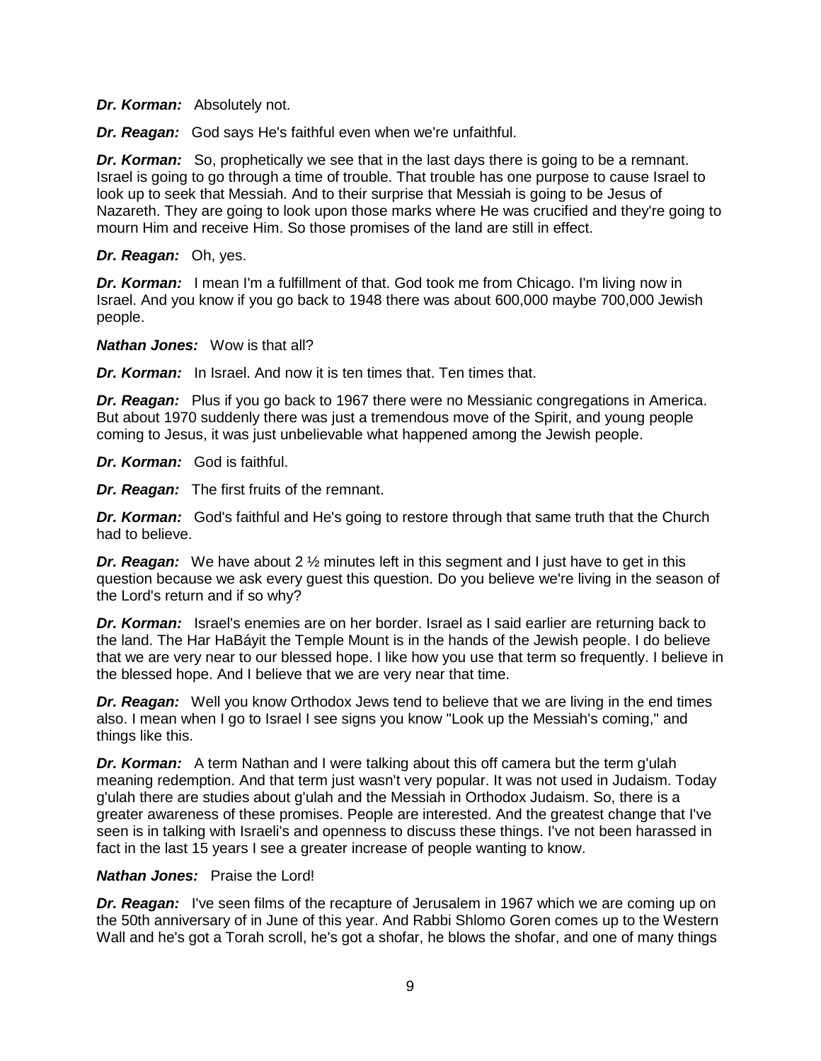***Dr. Korman:*** Absolutely not.

***Dr. Reagan:*** God says He's faithful even when we're unfaithful.

***Dr. Korman:*** So, prophetically we see that in the last days there is going to be a remnant. Israel is going to go through a time of trouble. That trouble has one purpose to cause Israel to look up to seek that Messiah. And to their surprise that Messiah is going to be Jesus of Nazareth. They are going to look upon those marks where He was crucified and they're going to mourn Him and receive Him. So those promises of the land are still in effect.

***Dr. Reagan:*** Oh, yes.

***Dr. Korman:*** I mean I'm a fulfillment of that. God took me from Chicago. I'm living now in Israel. And you know if you go back to 1948 there was about 600,000 maybe 700,000 Jewish people.

***Nathan Jones:*** Wow is that all?

***Dr. Korman:*** In Israel. And now it is ten times that. Ten times that.

***Dr. Reagan:*** Plus if you go back to 1967 there were no Messianic congregations in America. But about 1970 suddenly there was just a tremendous move of the Spirit, and young people coming to Jesus, it was just unbelievable what happened among the Jewish people.

***Dr. Korman:*** God is faithful.

***Dr. Reagan:*** The first fruits of the remnant.

***Dr. Korman:*** God's faithful and He's going to restore through that same truth that the Church had to believe.

***Dr. Reagan:*** We have about 2 ½ minutes left in this segment and I just have to get in this question because we ask every guest this question. Do you believe we're living in the season of the Lord's return and if so why?

***Dr. Korman:*** Israel's enemies are on her border. Israel as I said earlier are returning back to the land. The Har HaBáyit the Temple Mount is in the hands of the Jewish people. I do believe that we are very near to our blessed hope. I like how you use that term so frequently. I believe in the blessed hope. And I believe that we are very near that time.

***Dr. Reagan:*** Well you know Orthodox Jews tend to believe that we are living in the end times also. I mean when I go to Israel I see signs you know "Look up the Messiah's coming," and things like this.

***Dr. Korman:*** A term Nathan and I were talking about this off camera but the term g'ulah meaning redemption. And that term just wasn't very popular. It was not used in Judaism. Today g'ulah there are studies about g'ulah and the Messiah in Orthodox Judaism. So, there is a greater awareness of these promises. People are interested. And the greatest change that I've seen is in talking with Israeli's and openness to discuss these things. I've not been harassed in fact in the last 15 years I see a greater increase of people wanting to know.

***Nathan Jones:*** Praise the Lord!

***Dr. Reagan:*** I've seen films of the recapture of Jerusalem in 1967 which we are coming up on the 50th anniversary of in June of this year. And Rabbi Shlomo Goren comes up to the Western Wall and he's got a Torah scroll, he's got a shofar, he blows the shofar, and one of many things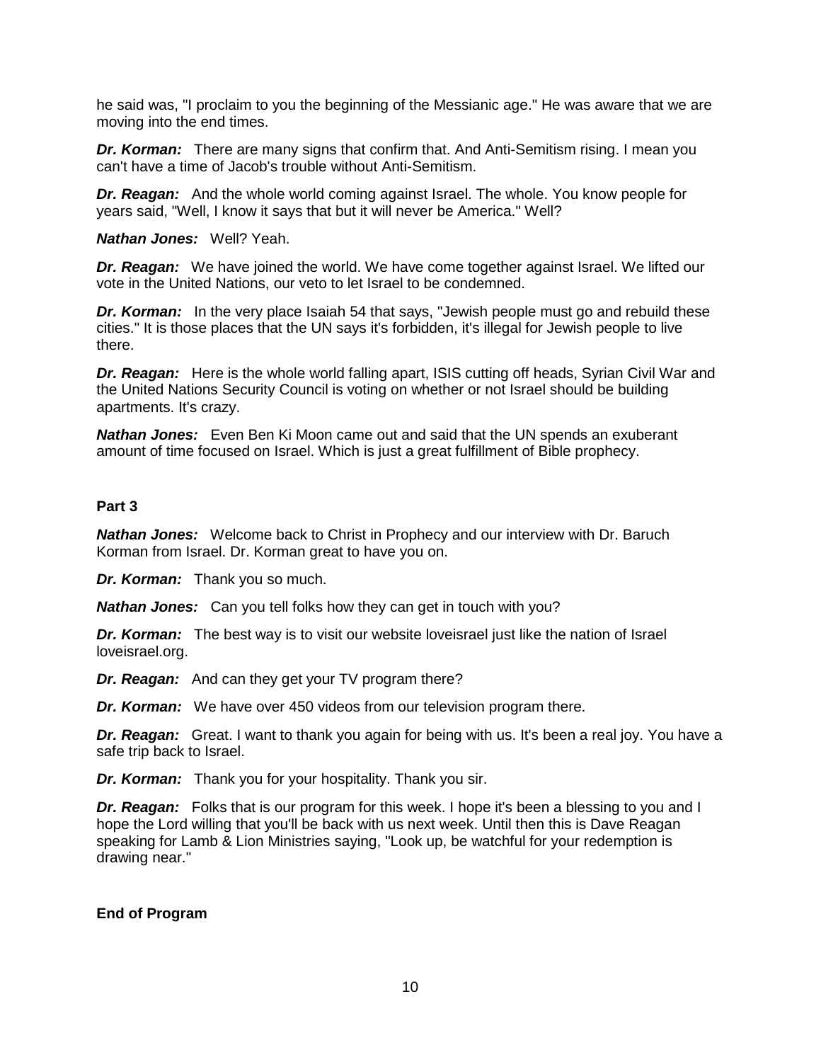he said was, "I proclaim to you the beginning of the Messianic age." He was aware that we are moving into the end times.

***Dr. Korman:*** There are many signs that confirm that. And Anti-Semitism rising. I mean you can't have a time of Jacob's trouble without Anti-Semitism.

***Dr. Reagan:*** And the whole world coming against Israel. The whole. You know people for years said, "Well, I know it says that but it will never be America." Well?

***Nathan Jones:*** Well? Yeah.

***Dr. Reagan:*** We have joined the world. We have come together against Israel. We lifted our vote in the United Nations, our veto to let Israel to be condemned.

***Dr. Korman:*** In the very place Isaiah 54 that says, "Jewish people must go and rebuild these cities." It is those places that the UN says it's forbidden, it's illegal for Jewish people to live there.

***Dr. Reagan:*** Here is the whole world falling apart, ISIS cutting off heads, Syrian Civil War and the United Nations Security Council is voting on whether or not Israel should be building apartments. It's crazy.

***Nathan Jones:*** Even Ben Ki Moon came out and said that the UN spends an exuberant amount of time focused on Israel. Which is just a great fulfillment of Bible prophecy.

**Part 3**

***Nathan Jones:*** Welcome back to Christ in Prophecy and our interview with Dr. Baruch Korman from Israel. Dr. Korman great to have you on.

***Dr. Korman:*** Thank you so much.

***Nathan Jones:*** Can you tell folks how they can get in touch with you?

***Dr. Korman:*** The best way is to visit our website loveisrael just like the nation of Israel loveisrael.org.

***Dr. Reagan:*** And can they get your TV program there?

***Dr. Korman:*** We have over 450 videos from our television program there.

***Dr. Reagan:*** Great. I want to thank you again for being with us. It's been a real joy. You have a safe trip back to Israel.

***Dr. Korman:*** Thank you for your hospitality. Thank you sir.

***Dr. Reagan:*** Folks that is our program for this week. I hope it's been a blessing to you and I hope the Lord willing that you'll be back with us next week. Until then this is Dave Reagan speaking for Lamb & Lion Ministries saying, "Look up, be watchful for your redemption is drawing near."

**End of Program**